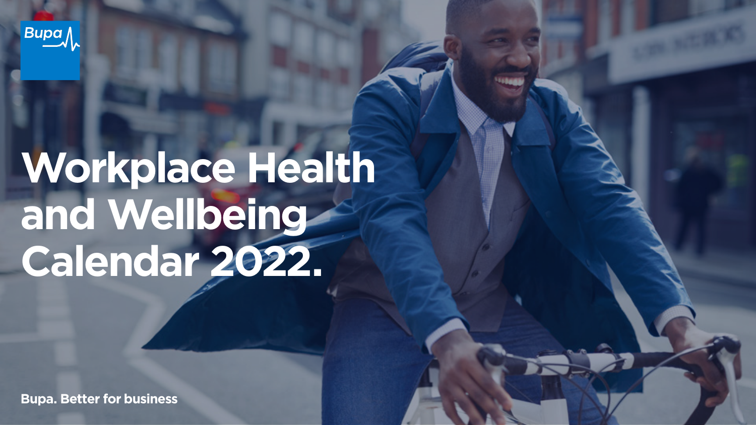Bupa

# Workplace Health and Wellbeing Calendar 2022.

**Bupa. Better for business**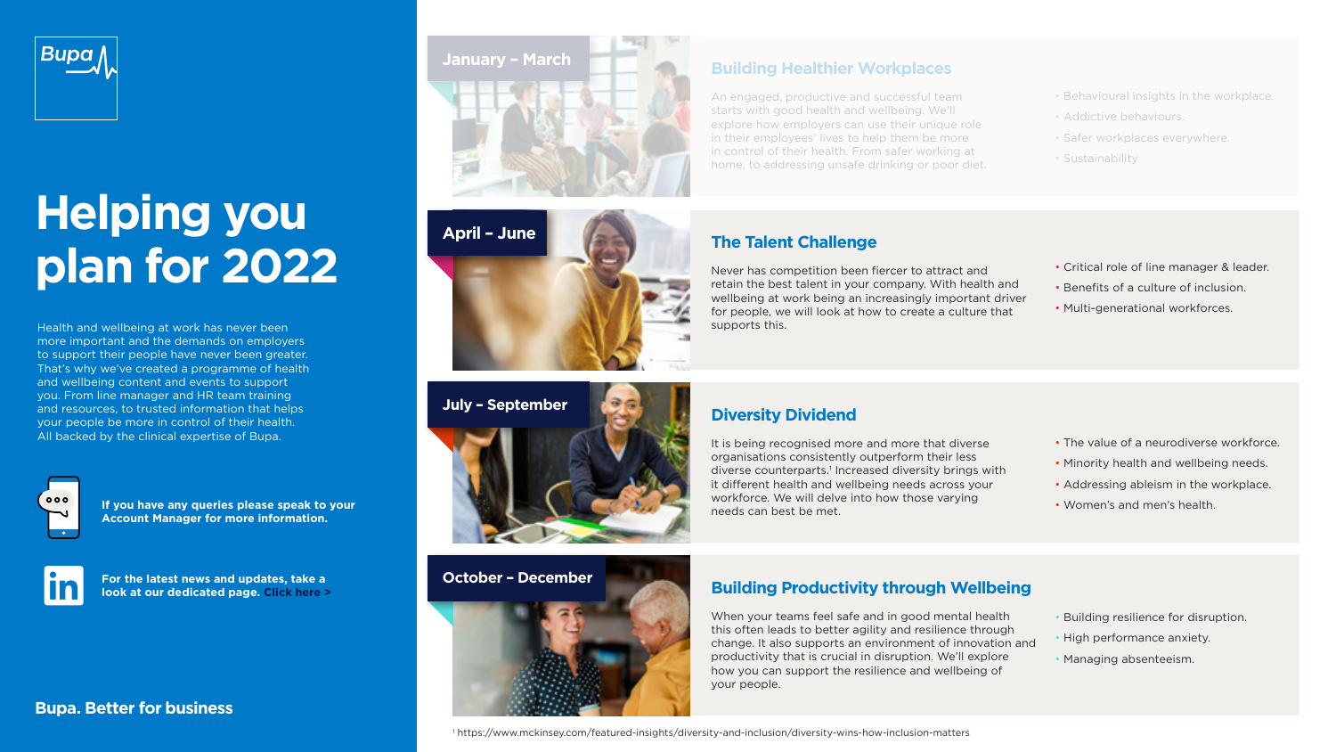Bupa

# Helping you plan for 2022

Health and wellbeing at work has never been more important and the demands on employers to support their people have never been greater. That's why we've created a programme of health and wellbeing content and events to support you. From line manager and HR team training and resources, to trusted information that helps your people be more in control of their health. All backed by the clinical expertise of Bupa.

**If you have any queries please speak to your Account Manager for more information.**

**For the latest news and updates, take a look at our dedicated page. Click here >**

**Bupa. Better for business**

## January – March

### Building Healthier Workplaces

An engaged, productive and successful team starts with good health and wellbeing. We'll explore how employers can use their unique role in their employees' lives to help them be more in control of their health. From safer working at home, to addressing unsafe drinking or poor diet.

- Behavioural insights in the workplace.
- Addictive behaviours.
- Safer workplaces everywhere.
- Sustainability

## April – June

### The Talent Challenge

Never has competition been fiercer to attract and retain the best talent in your company. With health and wellbeing at work being an increasingly important driver for people, we will look at how to create a culture that supports this.

- Critical role of line manager & leader.
- Benefits of a culture of inclusion.
- Multi-generational workforces.

## July – September

### Diversity Dividend

It is being recognised more and more that diverse organisations consistently outperform their less diverse counterparts.[1] Increased diversity brings with it different health and wellbeing needs across your workforce. We will delve into how those varying needs can best be met.

- The value of a neurodiverse workforce.
- Minority health and wellbeing needs.
- Addressing ableism in the workplace.
- Women's and men's health.

## October – December

### Building Productivity through Wellbeing

When your teams feel safe and in good mental health this often leads to better agility and resilience through change. It also supports an environment of innovation and productivity that is crucial in disruption. We'll explore how you can support the resilience and wellbeing of your people.

- Building resilience for disruption.
- High performance anxiety.
- Managing absenteeism.

[1] https://www.mckinsey.com/featured-insights/diversity-and-inclusion/diversity-wins-how-inclusion-matters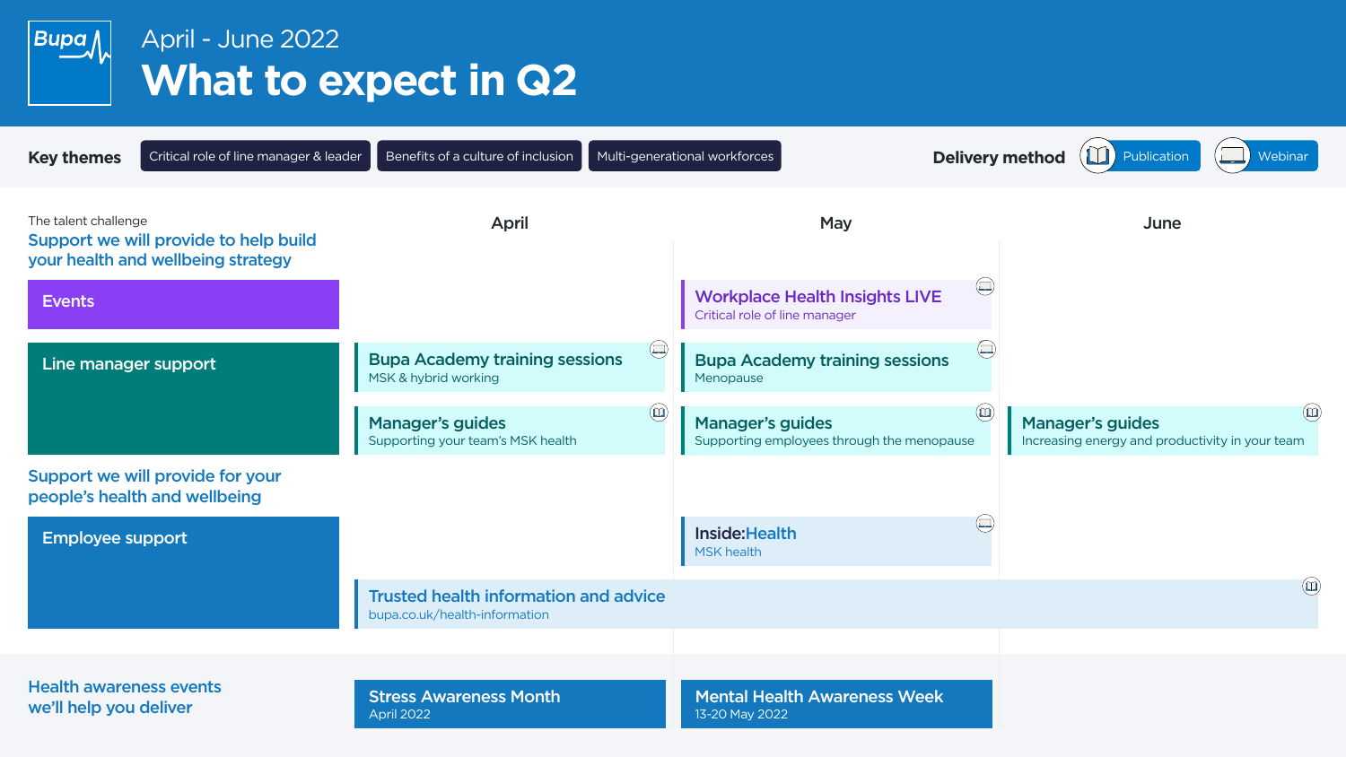# April - June 2022

# What to expect in Q2

**Key themes:** Critical role of line manager & leader | Benefits of a culture of inclusion | Multi-generational workforces

**Delivery method:** Publication | Webinar

The talent challenge

## Support we will provide to help build your health and wellbeing strategy

| | April | May | June |
|---|---|---|---|
| **Events** | | **Workplace Health Insights LIVE** (Webinar)<br>Critical role of line manager | |
| **Line manager support** | **Bupa Academy training sessions** (Webinar)<br>MSK & hybrid working | **Bupa Academy training sessions** (Webinar)<br>Menopause | |
| | **Manager's guides** (Publication)<br>Supporting your team's MSK health | **Manager's guides** (Publication)<br>Supporting employees through the menopause | **Manager's guides** (Publication)<br>Increasing energy and productivity in your team |

## Support we will provide for your people's health and wellbeing

| | April | May | June |
|---|---|---|---|
| **Employee support** | | **Inside:Health** (Webinar)<br>MSK health | |
| | **Trusted health information and advice** (Publication)<br>bupa.co.uk/health-information | | |

## Health awareness events we'll help you deliver

| April | May | June |
|---|---|---|
| **Stress Awareness Month**<br>April 2022 | **Mental Health Awareness Week**<br>13-20 May 2022 | |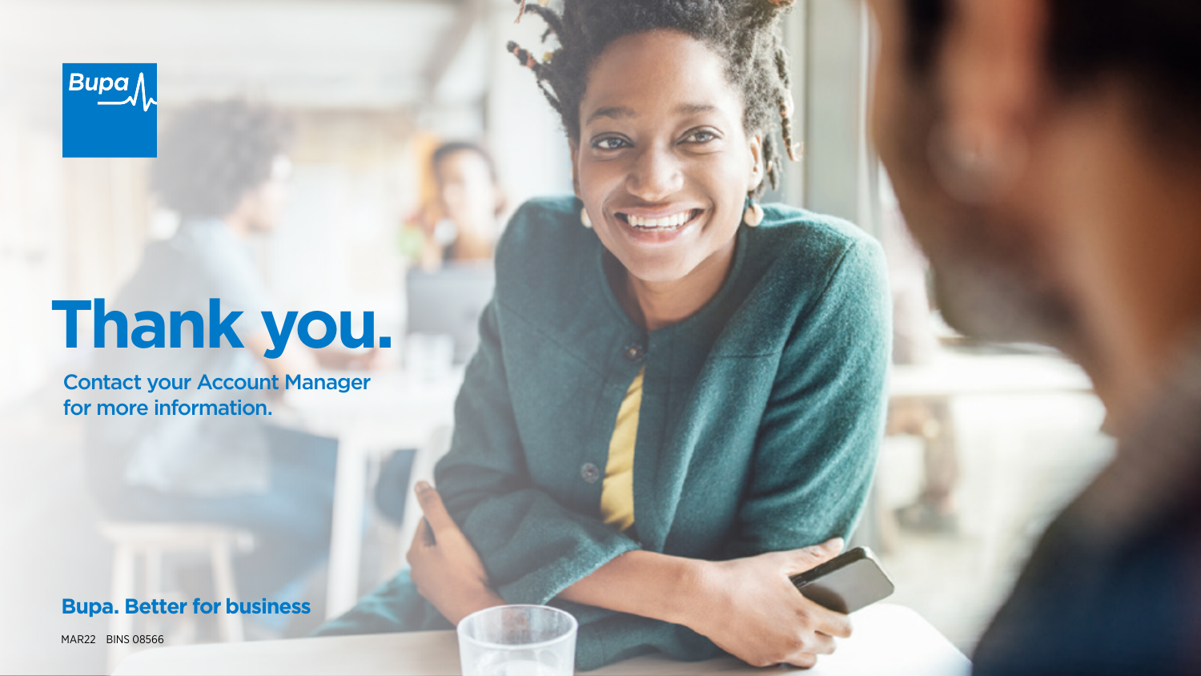Bupa

# Thank you.

Contact your Account Manager for more information.

**Bupa. Better for business**

MAR22 BINS 08566